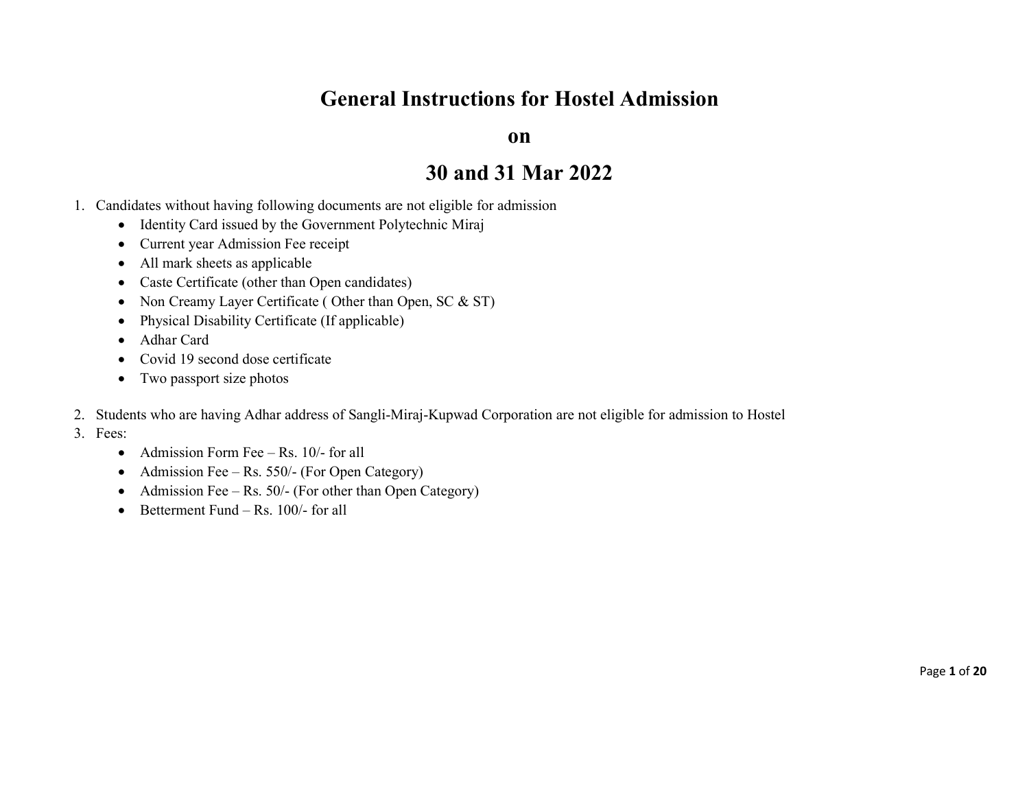# General Instructions for Hostel Admission

# on

# 30 and 31 Mar 2022

1. Candidates without having following documents are not eligible for admission
   - Identity Card issued by the Government Polytechnic Miraj
   - Current year Admission Fee receipt
   - All mark sheets as applicable
   - Caste Certificate (other than Open candidates)
   - Non Creamy Layer Certificate ( Other than Open, SC & ST)
   - Physical Disability Certificate (If applicable)
   - Adhar Card
   - Covid 19 second dose certificate
   - Two passport size photos

2. Students who are having Adhar address of Sangli-Miraj-Kupwad Corporation are not eligible for admission to Hostel
3. Fees:
   - Admission Form Fee – Rs. 10/- for all
   - Admission Fee – Rs. 550/- (For Open Category)
   - Admission Fee – Rs. 50/- (For other than Open Category)
   - Betterment Fund – Rs. 100/- for all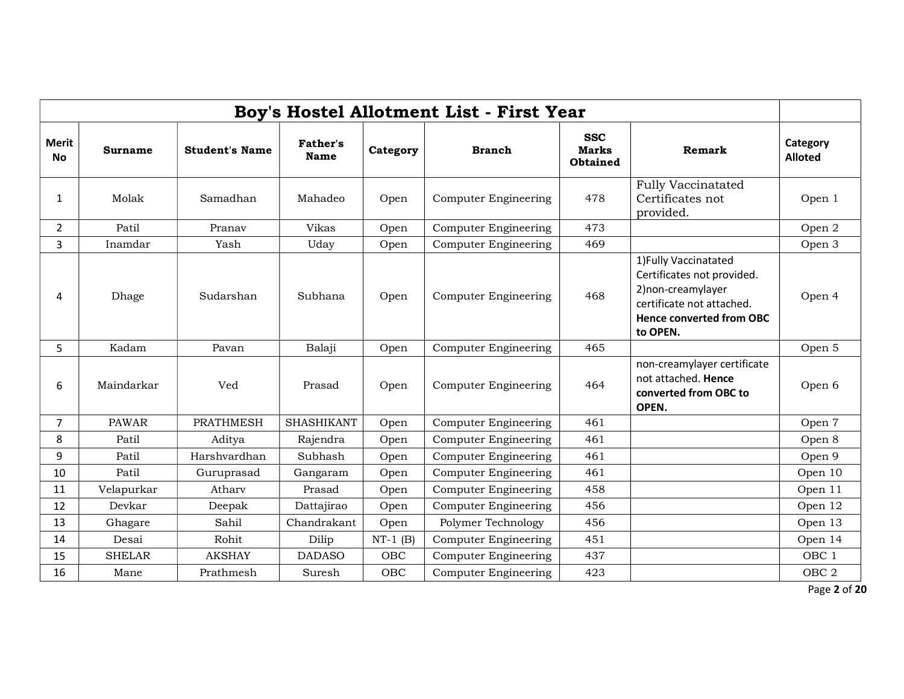# Boy's Hostel Allotment List - First Year

| Merit No | Surname | Student's Name | Father's Name | Category | Branch | SSC Marks Obtained | Remark | Category Alloted |
|---|---|---|---|---|---|---|---|---|
| 1 | Molak | Samadhan | Mahadeo | Open | Computer Engineering | 478 | Fully Vaccinatated Certificates not provided. | Open 1 |
| 2 | Patil | Pranav | Vikas | Open | Computer Engineering | 473 | | Open 2 |
| 3 | Inamdar | Yash | Uday | Open | Computer Engineering | 469 | | Open 3 |
| 4 | Dhage | Sudarshan | Subhana | Open | Computer Engineering | 468 | 1)Fully Vaccinatated Certificates not provided. 2)non-creamylayer certificate not attached. **Hence converted from OBC to OPEN.** | Open 4 |
| 5 | Kadam | Pavan | Balaji | Open | Computer Engineering | 465 | | Open 5 |
| 6 | Maindarkar | Ved | Prasad | Open | Computer Engineering | 464 | non-creamylayer certificate not attached. **Hence converted from OBC to OPEN.** | Open 6 |
| 7 | PAWAR | PRATHMESH | SHASHIKANT | Open | Computer Engineering | 461 | | Open 7 |
| 8 | Patil | Aditya | Rajendra | Open | Computer Engineering | 461 | | Open 8 |
| 9 | Patil | Harshvardhan | Subhash | Open | Computer Engineering | 461 | | Open 9 |
| 10 | Patil | Guruprasad | Gangaram | Open | Computer Engineering | 461 | | Open 10 |
| 11 | Velapurkar | Atharv | Prasad | Open | Computer Engineering | 458 | | Open 11 |
| 12 | Devkar | Deepak | Dattajirao | Open | Computer Engineering | 456 | | Open 12 |
| 13 | Ghagare | Sahil | Chandrakant | Open | Polymer Technology | 456 | | Open 13 |
| 14 | Desai | Rohit | Dilip | NT-1 (B) | Computer Engineering | 451 | | Open 14 |
| 15 | SHELAR | AKSHAY | DADASO | OBC | Computer Engineering | 437 | | OBC 1 |
| 16 | Mane | Prathmesh | Suresh | OBC | Computer Engineering | 423 | | OBC 2 |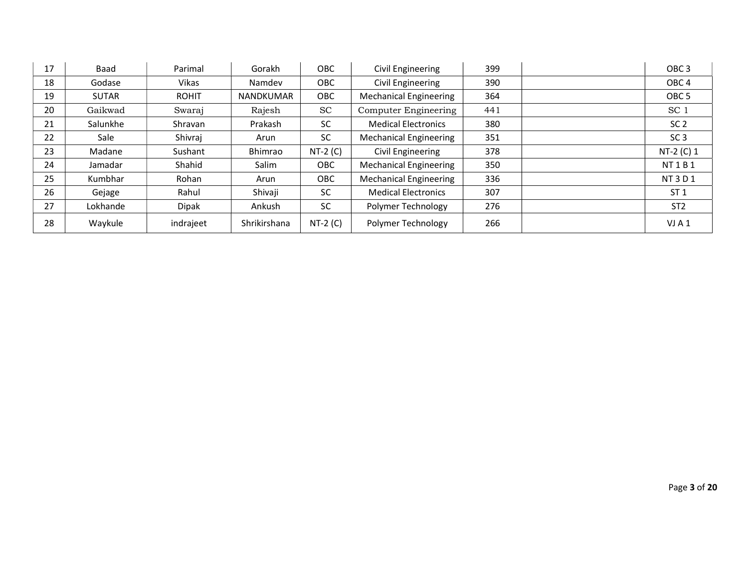| | | | | | | | | |
|---|---|---|---|---|---|---|---|---|
| 17 | Baad | Parimal | Gorakh | OBC | Civil Engineering | 399 | | OBC 3 |
| 18 | Godase | Vikas | Namdev | OBC | Civil Engineering | 390 | | OBC 4 |
| 19 | SUTAR | ROHIT | NANDKUMAR | OBC | Mechanical Engineering | 364 | | OBC 5 |
| 20 | Gaikwad | Swaraj | Rajesh | SC | Computer Engineering | 441 | | SC 1 |
| 21 | Salunkhe | Shravan | Prakash | SC | Medical Electronics | 380 | | SC 2 |
| 22 | Sale | Shivraj | Arun | SC | Mechanical Engineering | 351 | | SC 3 |
| 23 | Madane | Sushant | Bhimrao | NT-2 (C) | Civil Engineering | 378 | | NT-2 (C) 1 |
| 24 | Jamadar | Shahid | Salim | OBC | Mechanical Engineering | 350 | | NT 1 B 1 |
| 25 | Kumbhar | Rohan | Arun | OBC | Mechanical Engineering | 336 | | NT 3 D 1 |
| 26 | Gejage | Rahul | Shivaji | SC | Medical Electronics | 307 | | ST 1 |
| 27 | Lokhande | Dipak | Ankush | SC | Polymer Technology | 276 | | ST2 |
| 28 | Waykule | indrajeet | Shrikirshana | NT-2 (C) | Polymer Technology | 266 | | VJ A 1 |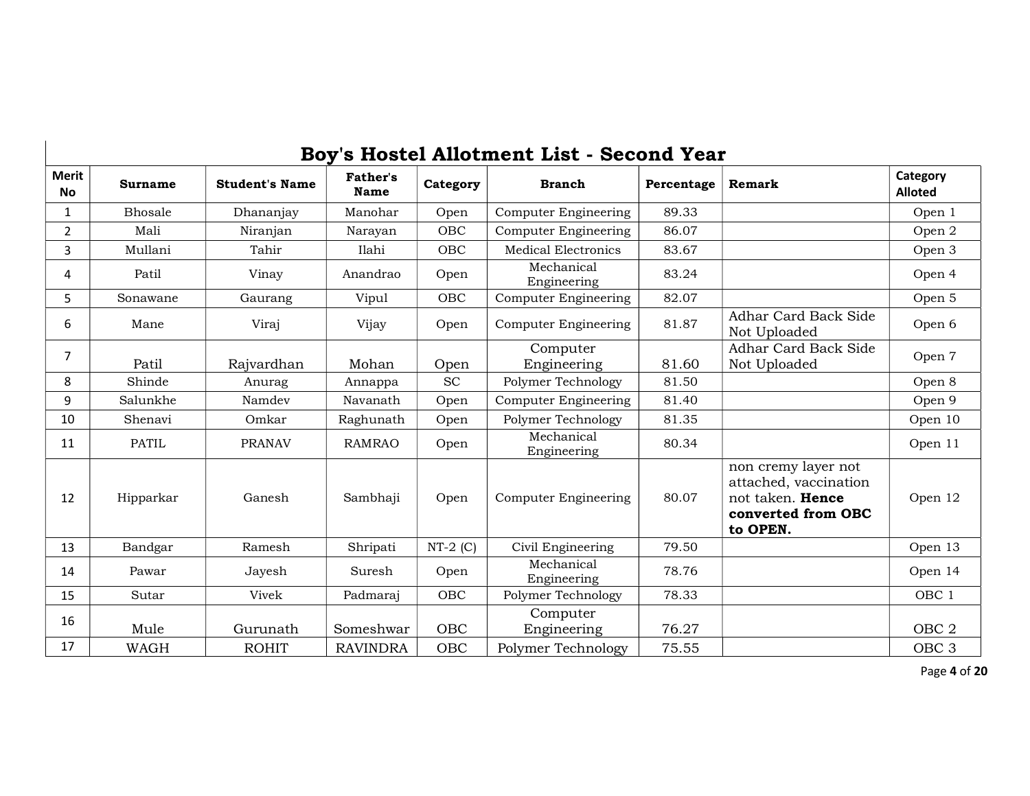## Boy's Hostel Allotment List - Second Year

| Merit No | Surname | Student's Name | Father's Name | Category | Branch | Percentage | Remark | Category Alloted |
|---|---|---|---|---|---|---|---|---|
| 1 | Bhosale | Dhananjay | Manohar | Open | Computer Engineering | 89.33 | | Open 1 |
| 2 | Mali | Niranjan | Narayan | OBC | Computer Engineering | 86.07 | | Open 2 |
| 3 | Mullani | Tahir | Ilahi | OBC | Medical Electronics | 83.67 | | Open 3 |
| 4 | Patil | Vinay | Anandrao | Open | Mechanical Engineering | 83.24 | | Open 4 |
| 5 | Sonawane | Gaurang | Vipul | OBC | Computer Engineering | 82.07 | | Open 5 |
| 6 | Mane | Viraj | Vijay | Open | Computer Engineering | 81.87 | Adhar Card Back Side Not Uploaded | Open 6 |
| 7 | Patil | Rajvardhan | Mohan | Open | Computer Engineering | 81.60 | Adhar Card Back Side Not Uploaded | Open 7 |
| 8 | Shinde | Anurag | Annappa | SC | Polymer Technology | 81.50 | | Open 8 |
| 9 | Salunkhe | Namdev | Navanath | Open | Computer Engineering | 81.40 | | Open 9 |
| 10 | Shenavi | Omkar | Raghunath | Open | Polymer Technology | 81.35 | | Open 10 |
| 11 | PATIL | PRANAV | RAMRAO | Open | Mechanical Engineering | 80.34 | | Open 11 |
| 12 | Hipparkar | Ganesh | Sambhaji | Open | Computer Engineering | 80.07 | non cremy layer not attached, vaccination not taken. **Hence converted from OBC to OPEN.** | Open 12 |
| 13 | Bandgar | Ramesh | Shripati | NT-2 (C) | Civil Engineering | 79.50 | | Open 13 |
| 14 | Pawar | Jayesh | Suresh | Open | Mechanical Engineering | 78.76 | | Open 14 |
| 15 | Sutar | Vivek | Padmaraj | OBC | Polymer Technology | 78.33 | | OBC 1 |
| 16 | Mule | Gurunath | Someshwar | OBC | Computer Engineering | 76.27 | | OBC 2 |
| 17 | WAGH | ROHIT | RAVINDRA | OBC | Polymer Technology | 75.55 | | OBC 3 |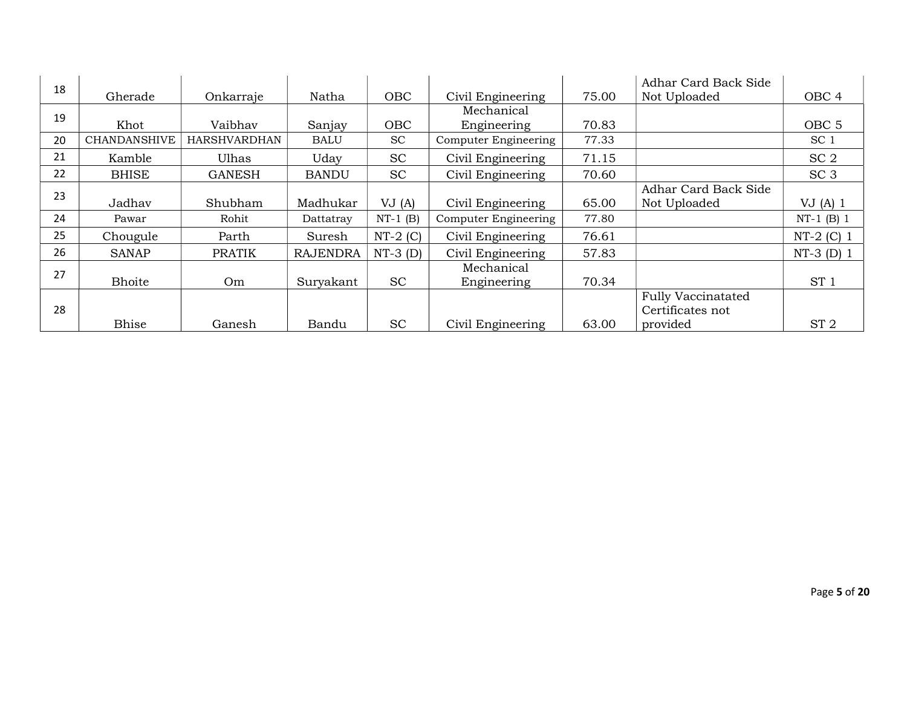| | | | | | | | | |
|---|---|---|---|---|---|---|---|---|
| 18 | Gherade | Onkarraje | Natha | OBC | Civil Engineering | 75.00 | Adhar Card Back Side Not Uploaded | OBC 4 |
| 19 | Khot | Vaibhav | Sanjay | OBC | Mechanical Engineering | 70.83 | | OBC 5 |
| 20 | CHANDANSHIVE | HARSHVARDHAN | BALU | SC | Computer Engineering | 77.33 | | SC 1 |
| 21 | Kamble | Ulhas | Uday | SC | Civil Engineering | 71.15 | | SC 2 |
| 22 | BHISE | GANESH | BANDU | SC | Civil Engineering | 70.60 | | SC 3 |
| 23 | Jadhav | Shubham | Madhukar | VJ (A) | Civil Engineering | 65.00 | Adhar Card Back Side Not Uploaded | VJ (A) 1 |
| 24 | Pawar | Rohit | Dattatray | NT-1 (B) | Computer Engineering | 77.80 | | NT-1 (B) 1 |
| 25 | Chougule | Parth | Suresh | NT-2 (C) | Civil Engineering | 76.61 | | NT-2 (C) 1 |
| 26 | SANAP | PRATIK | RAJENDRA | NT-3 (D) | Civil Engineering | 57.83 | | NT-3 (D) 1 |
| 27 | Bhoite | Om | Suryakant | SC | Mechanical Engineering | 70.34 | | ST 1 |
| 28 | Bhise | Ganesh | Bandu | SC | Civil Engineering | 63.00 | Fully Vaccinatated Certificates not provided | ST 2 |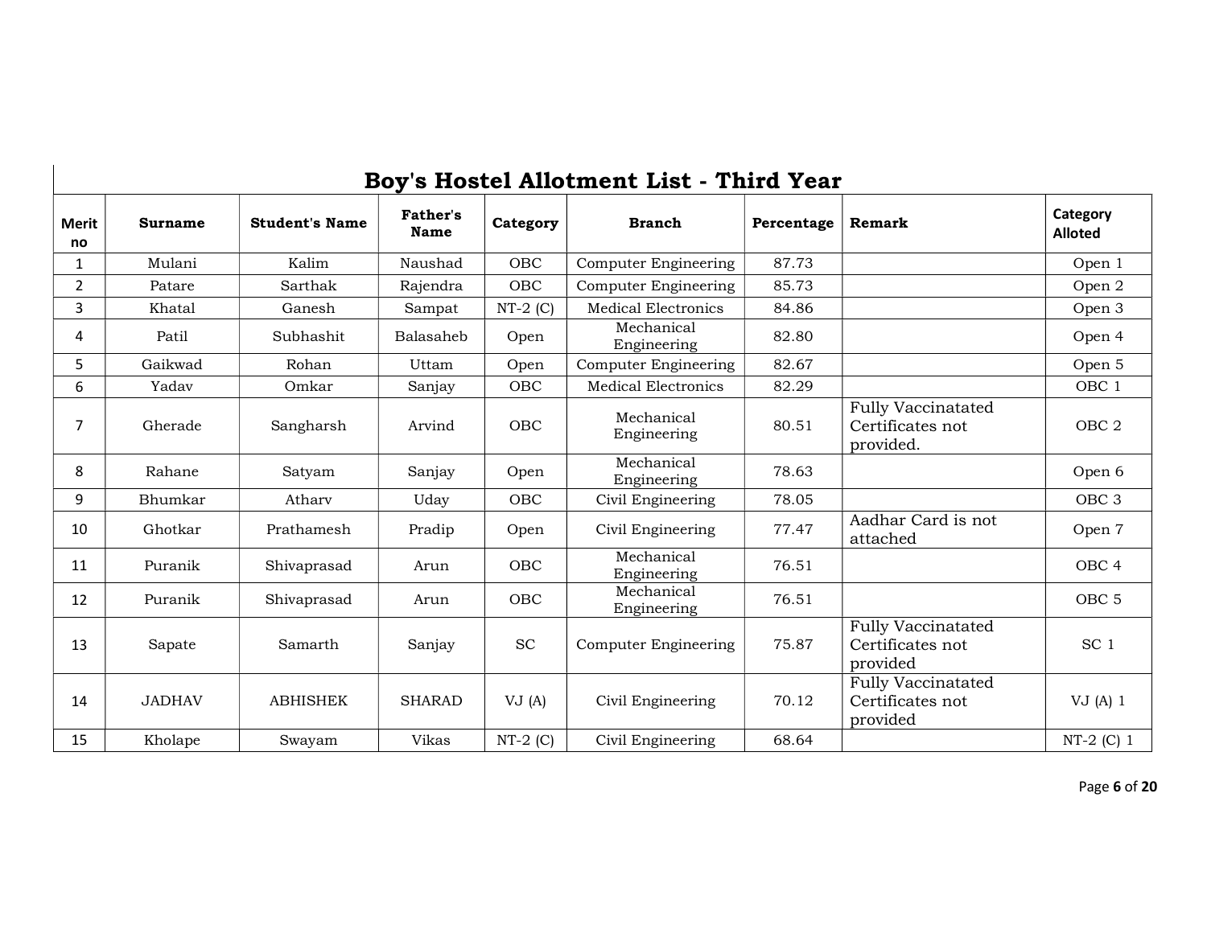## Boy's Hostel Allotment List - Third Year

| Merit no | Surname | Student's Name | Father's Name | Category | Branch | Percentage | Remark | Category Alloted |
|---|---|---|---|---|---|---|---|---|
| 1 | Mulani | Kalim | Naushad | OBC | Computer Engineering | 87.73 | | Open 1 |
| 2 | Patare | Sarthak | Rajendra | OBC | Computer Engineering | 85.73 | | Open 2 |
| 3 | Khatal | Ganesh | Sampat | NT-2 (C) | Medical Electronics | 84.86 | | Open 3 |
| 4 | Patil | Subhashit | Balasaheb | Open | Mechanical Engineering | 82.80 | | Open 4 |
| 5 | Gaikwad | Rohan | Uttam | Open | Computer Engineering | 82.67 | | Open 5 |
| 6 | Yadav | Omkar | Sanjay | OBC | Medical Electronics | 82.29 | | OBC 1 |
| 7 | Gherade | Sangharsh | Arvind | OBC | Mechanical Engineering | 80.51 | Fully Vaccinatated Certificates not provided. | OBC 2 |
| 8 | Rahane | Satyam | Sanjay | Open | Mechanical Engineering | 78.63 | | Open 6 |
| 9 | Bhumkar | Atharv | Uday | OBC | Civil Engineering | 78.05 | | OBC 3 |
| 10 | Ghotkar | Prathamesh | Pradip | Open | Civil Engineering | 77.47 | Aadhar Card is not attached | Open 7 |
| 11 | Puranik | Shivaprasad | Arun | OBC | Mechanical Engineering | 76.51 | | OBC 4 |
| 12 | Puranik | Shivaprasad | Arun | OBC | Mechanical Engineering | 76.51 | | OBC 5 |
| 13 | Sapate | Samarth | Sanjay | SC | Computer Engineering | 75.87 | Fully Vaccinatated Certificates not provided | SC 1 |
| 14 | JADHAV | ABHISHEK | SHARAD | VJ (A) | Civil Engineering | 70.12 | Fully Vaccinatated Certificates not provided | VJ (A) 1 |
| 15 | Kholape | Swayam | Vikas | NT-2 (C) | Civil Engineering | 68.64 | | NT-2 (C) 1 |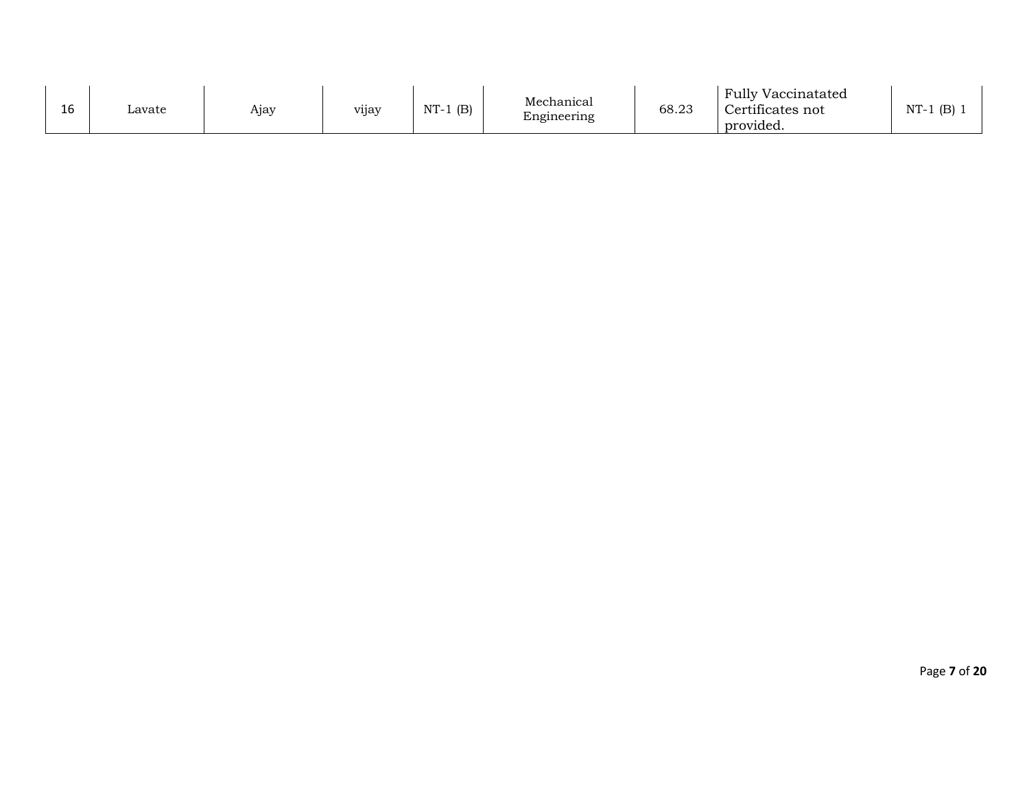| 16 | Lavate | Ajay | vijay | NT-1 (B) | Mechanical Engineering | 68.23 | Fully Vaccinatated Certificates not provided. | NT-1 (B) 1 |
|---|---|---|---|---|---|---|---|---|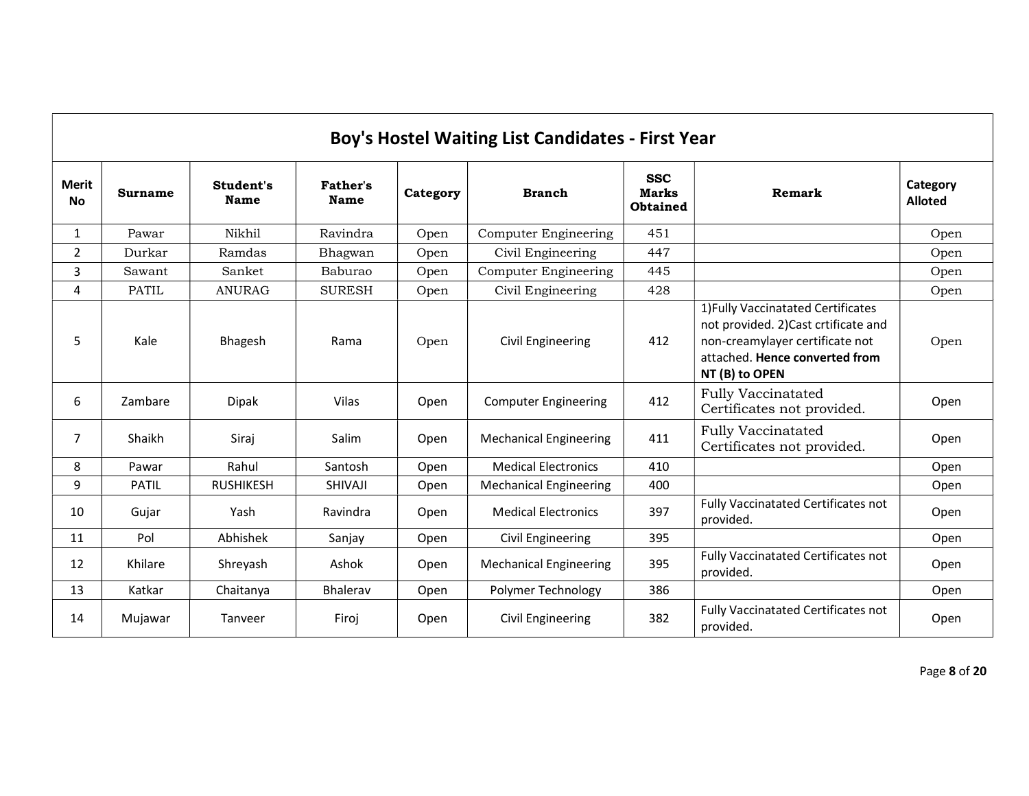| Boy's Hostel Waiting List Candidates - First Year | | | | | | | | |
|---|---|---|---|---|---|---|---|---|
| Merit No | Surname | Student's Name | Father's Name | Category | Branch | SSC Marks Obtained | Remark | Category Alloted |
| 1 | Pawar | Nikhil | Ravindra | Open | Computer Engineering | 451 | | Open |
| 2 | Durkar | Ramdas | Bhagwan | Open | Civil Engineering | 447 | | Open |
| 3 | Sawant | Sanket | Baburao | Open | Computer Engineering | 445 | | Open |
| 4 | PATIL | ANURAG | SURESH | Open | Civil Engineering | 428 | | Open |
| 5 | Kale | Bhagesh | Rama | Open | Civil Engineering | 412 | 1)Fully Vaccinatated Certificates not provided. 2)Cast crtificate and non-creamylayer certificate not attached. **Hence converted from NT (B) to OPEN** | Open |
| 6 | Zambare | Dipak | Vilas | Open | Computer Engineering | 412 | Fully Vaccinatated Certificates not provided. | Open |
| 7 | Shaikh | Siraj | Salim | Open | Mechanical Engineering | 411 | Fully Vaccinatated Certificates not provided. | Open |
| 8 | Pawar | Rahul | Santosh | Open | Medical Electronics | 410 | | Open |
| 9 | PATIL | RUSHIKESH | SHIVAJI | Open | Mechanical Engineering | 400 | | Open |
| 10 | Gujar | Yash | Ravindra | Open | Medical Electronics | 397 | Fully Vaccinatated Certificates not provided. | Open |
| 11 | Pol | Abhishek | Sanjay | Open | Civil Engineering | 395 | | Open |
| 12 | Khilare | Shreyash | Ashok | Open | Mechanical Engineering | 395 | Fully Vaccinatated Certificates not provided. | Open |
| 13 | Katkar | Chaitanya | Bhalerav | Open | Polymer Technology | 386 | | Open |
| 14 | Mujawar | Tanveer | Firoj | Open | Civil Engineering | 382 | Fully Vaccinatated Certificates not provided. | Open |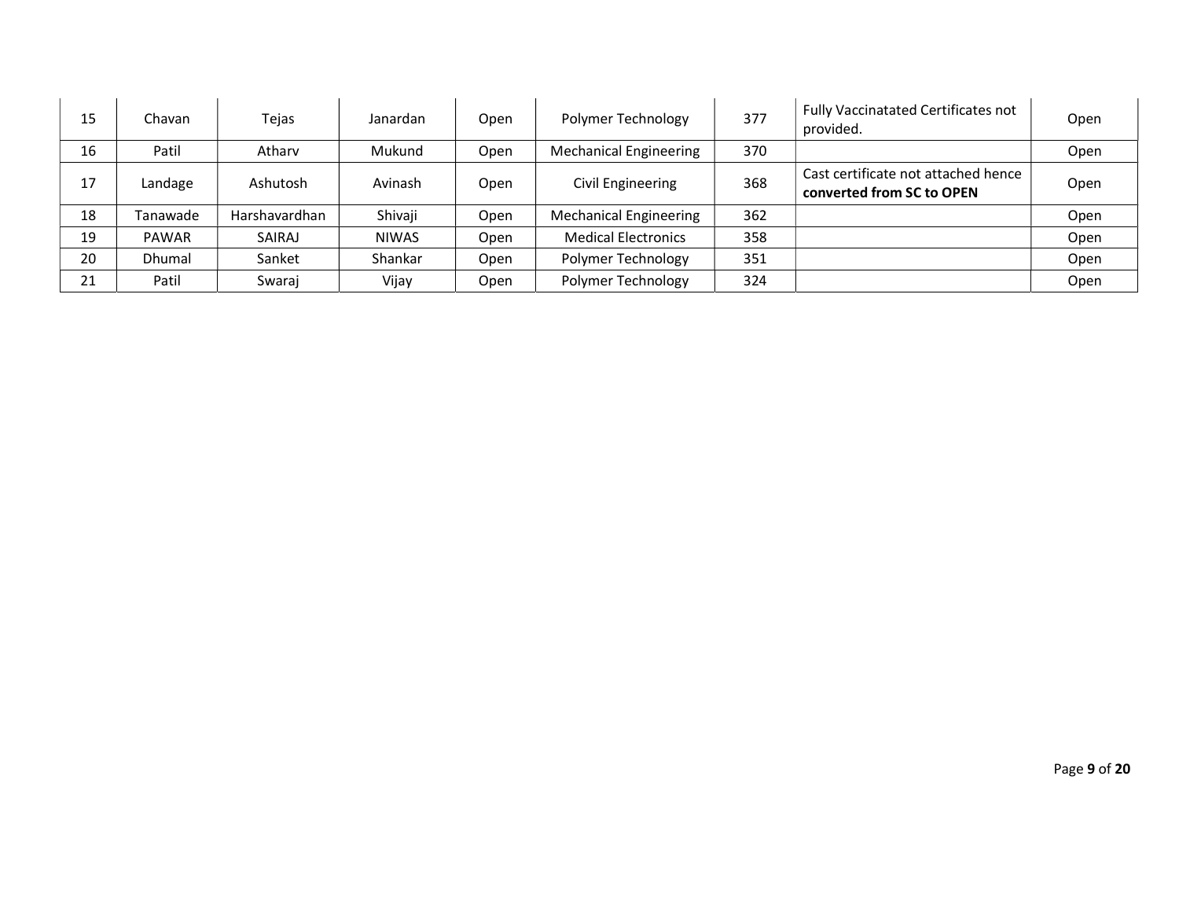| | | | | | | | | |
|---|---|---|---|---|---|---|---|---|
| 15 | Chavan | Tejas | Janardan | Open | Polymer Technology | 377 | Fully Vaccinatated Certificates not provided. | Open |
| 16 | Patil | Atharv | Mukund | Open | Mechanical Engineering | 370 | | Open |
| 17 | Landage | Ashutosh | Avinash | Open | Civil Engineering | 368 | Cast certificate not attached hence **converted from SC to OPEN** | Open |
| 18 | Tanawade | Harshavardhan | Shivaji | Open | Mechanical Engineering | 362 | | Open |
| 19 | PAWAR | SAIRAJ | NIWAS | Open | Medical Electronics | 358 | | Open |
| 20 | Dhumal | Sanket | Shankar | Open | Polymer Technology | 351 | | Open |
| 21 | Patil | Swaraj | Vijay | Open | Polymer Technology | 324 | | Open |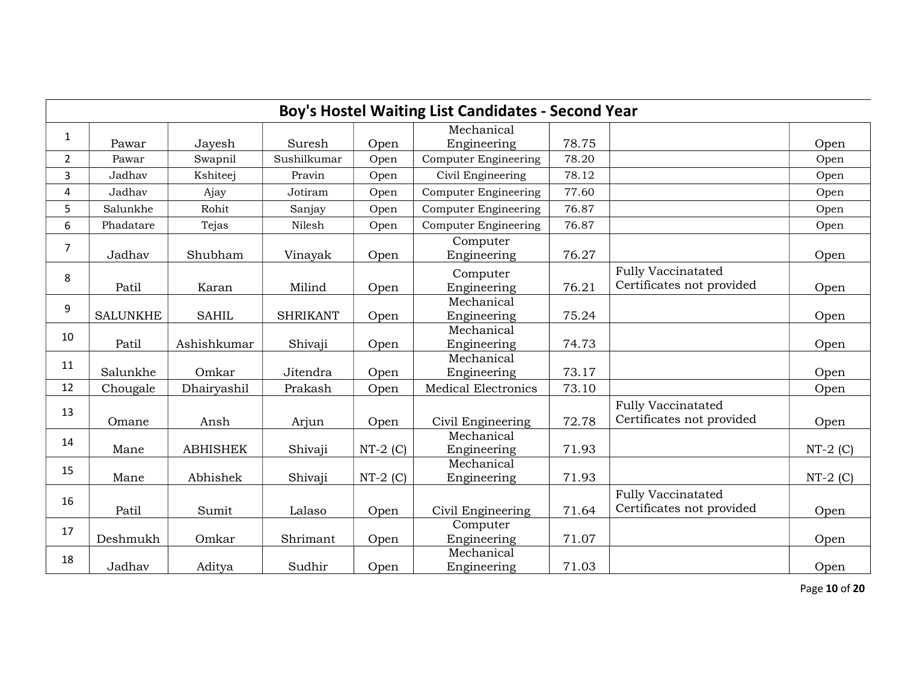## Boy's Hostel Waiting List Candidates - Second Year

| | | | | | | | | |
|---|---|---|---|---|---|---|---|---|
| 1 | Pawar | Jayesh | Suresh | Open | Mechanical Engineering | 78.75 | | Open |
| 2 | Pawar | Swapnil | Sushilkumar | Open | Computer Engineering | 78.20 | | Open |
| 3 | Jadhav | Kshiteej | Pravin | Open | Civil Engineering | 78.12 | | Open |
| 4 | Jadhav | Ajay | Jotiram | Open | Computer Engineering | 77.60 | | Open |
| 5 | Salunkhe | Rohit | Sanjay | Open | Computer Engineering | 76.87 | | Open |
| 6 | Phadatare | Tejas | Nilesh | Open | Computer Engineering | 76.87 | | Open |
| 7 | Jadhav | Shubham | Vinayak | Open | Computer Engineering | 76.27 | | Open |
| 8 | Patil | Karan | Milind | Open | Computer Engineering | 76.21 | Fully Vaccinatated Certificates not provided | Open |
| 9 | SALUNKHE | SAHIL | SHRIKANT | Open | Mechanical Engineering | 75.24 | | Open |
| 10 | Patil | Ashishkumar | Shivaji | Open | Mechanical Engineering | 74.73 | | Open |
| 11 | Salunkhe | Omkar | Jitendra | Open | Mechanical Engineering | 73.17 | | Open |
| 12 | Chougale | Dhairyashil | Prakash | Open | Medical Electronics | 73.10 | | Open |
| 13 | Omane | Ansh | Arjun | Open | Civil Engineering | 72.78 | Fully Vaccinatated Certificates not provided | Open |
| 14 | Mane | ABHISHEK | Shivaji | NT-2 (C) | Mechanical Engineering | 71.93 | | NT-2 (C) |
| 15 | Mane | Abhishek | Shivaji | NT-2 (C) | Mechanical Engineering | 71.93 | | NT-2 (C) |
| 16 | Patil | Sumit | Lalaso | Open | Civil Engineering | 71.64 | Fully Vaccinatated Certificates not provided | Open |
| 17 | Deshmukh | Omkar | Shrimant | Open | Computer Engineering | 71.07 | | Open |
| 18 | Jadhav | Aditya | Sudhir | Open | Mechanical Engineering | 71.03 | | Open |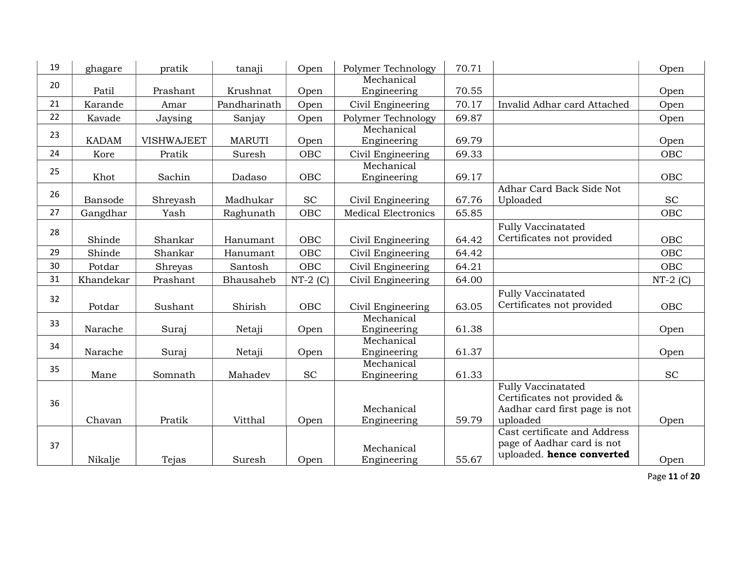| 19 | ghagare | pratik | tanaji | Open | Polymer Technology | 70.71 | | Open |
|---|---|---|---|---|---|---|---|---|
| 20 | Patil | Prashant | Krushnat | Open | Mechanical Engineering | 70.55 | | Open |
| 21 | Karande | Amar | Pandharinath | Open | Civil Engineering | 70.17 | Invalid Adhar card Attached | Open |
| 22 | Kavade | Jaysing | Sanjay | Open | Polymer Technology | 69.87 | | Open |
| 23 | KADAM | VISHWAJEET | MARUTI | Open | Mechanical Engineering | 69.79 | | Open |
| 24 | Kore | Pratik | Suresh | OBC | Civil Engineering | 69.33 | | OBC |
| 25 | Khot | Sachin | Dadaso | OBC | Mechanical Engineering | 69.17 | | OBC |
| 26 | Bansode | Shreyash | Madhukar | SC | Civil Engineering | 67.76 | Adhar Card Back Side Not Uploaded | SC |
| 27 | Gangdhar | Yash | Raghunath | OBC | Medical Electronics | 65.85 | | OBC |
| 28 | Shinde | Shankar | Hanumant | OBC | Civil Engineering | 64.42 | Fully Vaccinatated Certificates not provided | OBC |
| 29 | Shinde | Shankar | Hanumant | OBC | Civil Engineering | 64.42 | | OBC |
| 30 | Potdar | Shreyas | Santosh | OBC | Civil Engineering | 64.21 | | OBC |
| 31 | Khandekar | Prashant | Bhausaheb | NT-2 (C) | Civil Engineering | 64.00 | | NT-2 (C) |
| 32 | Potdar | Sushant | Shirish | OBC | Civil Engineering | 63.05 | Fully Vaccinatated Certificates not provided | OBC |
| 33 | Narache | Suraj | Netaji | Open | Mechanical Engineering | 61.38 | | Open |
| 34 | Narache | Suraj | Netaji | Open | Mechanical Engineering | 61.37 | | Open |
| 35 | Mane | Somnath | Mahadev | SC | Mechanical Engineering | 61.33 | | SC |
| 36 | Chavan | Pratik | Vitthal | Open | Mechanical Engineering | 59.79 | Fully Vaccinatated Certificates not provided & Aadhar card first page is not uploaded | Open |
| 37 | Nikalje | Tejas | Suresh | Open | Mechanical Engineering | 55.67 | Cast certificate and Address page of Aadhar card is not uploaded. **hence converted** | Open |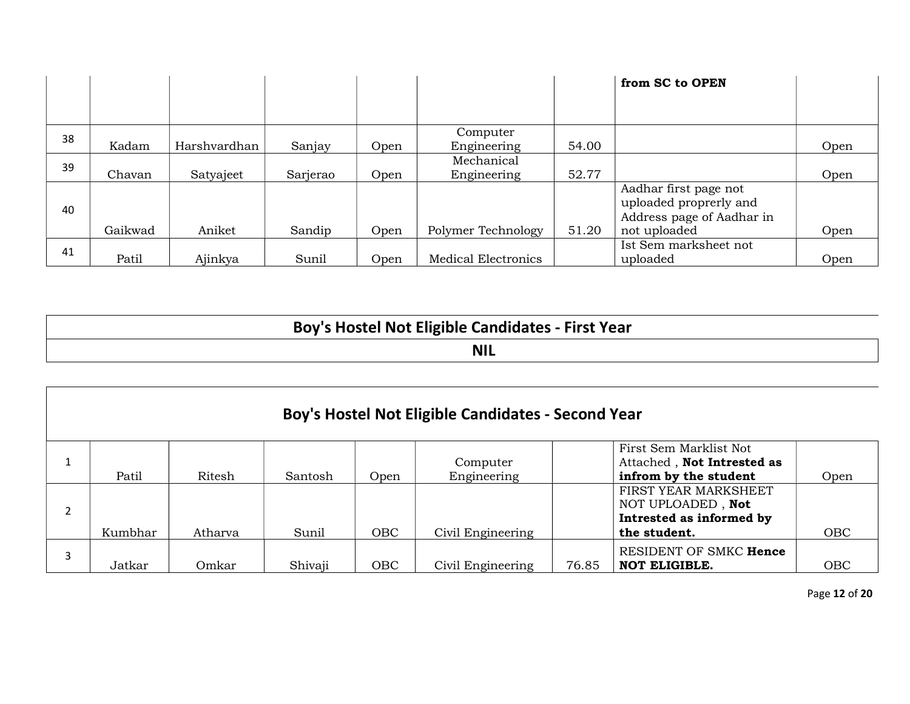| | | | | | | | from SC to OPEN | |
|---|---|---|---|---|---|---|---|---|
| 38 | Kadam | Harshvardhan | Sanjay | Open | Computer Engineering | 54.00 | | Open |
| 39 | Chavan | Satyajeet | Sarjerao | Open | Mechanical Engineering | 52.77 | | Open |
| 40 | Gaikwad | Aniket | Sandip | Open | Polymer Technology | 51.20 | Aadhar first page not uploaded proprerly and Address page of Aadhar in not uploaded | Open |
| 41 | Patil | Ajinkya | Sunil | Open | Medical Electronics | | Ist Sem marksheet not uploaded | Open |

## Boy's Hostel Not Eligible Candidates - First Year

**NIL**

## Boy's Hostel Not Eligible Candidates - Second Year

| | | | | | | | | |
|---|---|---|---|---|---|---|---|---|
| 1 | Patil | Ritesh | Santosh | Open | Computer Engineering | | First Sem Marklist Not Attached , **Not Intrested as infrom by the student** | Open |
| 2 | Kumbhar | Atharva | Sunil | OBC | Civil Engineering | | FIRST YEAR MARKSHEET NOT UPLOADED , **Not Intrested as informed by the student.** | OBC |
| 3 | Jatkar | Omkar | Shivaji | OBC | Civil Engineering | 76.85 | RESIDENT OF SMKC **Hence NOT ELIGIBLE.** | OBC |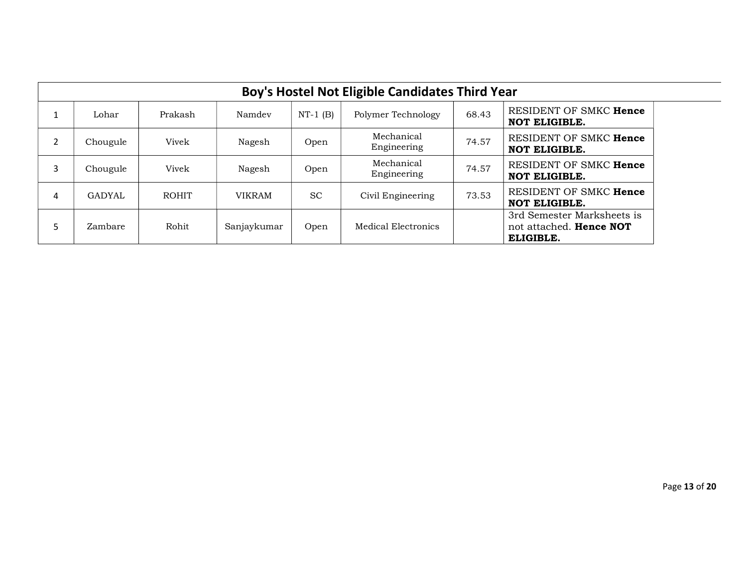## Boy's Hostel Not Eligible Candidates Third Year

| | | | | | | | |
|---|---|---|---|---|---|---|---|
| 1 | Lohar | Prakash | Namdev | NT-1 (B) | Polymer Technology | 68.43 | RESIDENT OF SMKC **Hence NOT ELIGIBLE.** |
| 2 | Chougule | Vivek | Nagesh | Open | Mechanical Engineering | 74.57 | RESIDENT OF SMKC **Hence NOT ELIGIBLE.** |
| 3 | Chougule | Vivek | Nagesh | Open | Mechanical Engineering | 74.57 | RESIDENT OF SMKC **Hence NOT ELIGIBLE.** |
| 4 | GADYAL | ROHIT | VIKRAM | SC | Civil Engineering | 73.53 | RESIDENT OF SMKC **Hence NOT ELIGIBLE.** |
| 5 | Zambare | Rohit | Sanjaykumar | Open | Medical Electronics | | 3rd Semester Marksheets is not attached. **Hence NOT ELIGIBLE.** |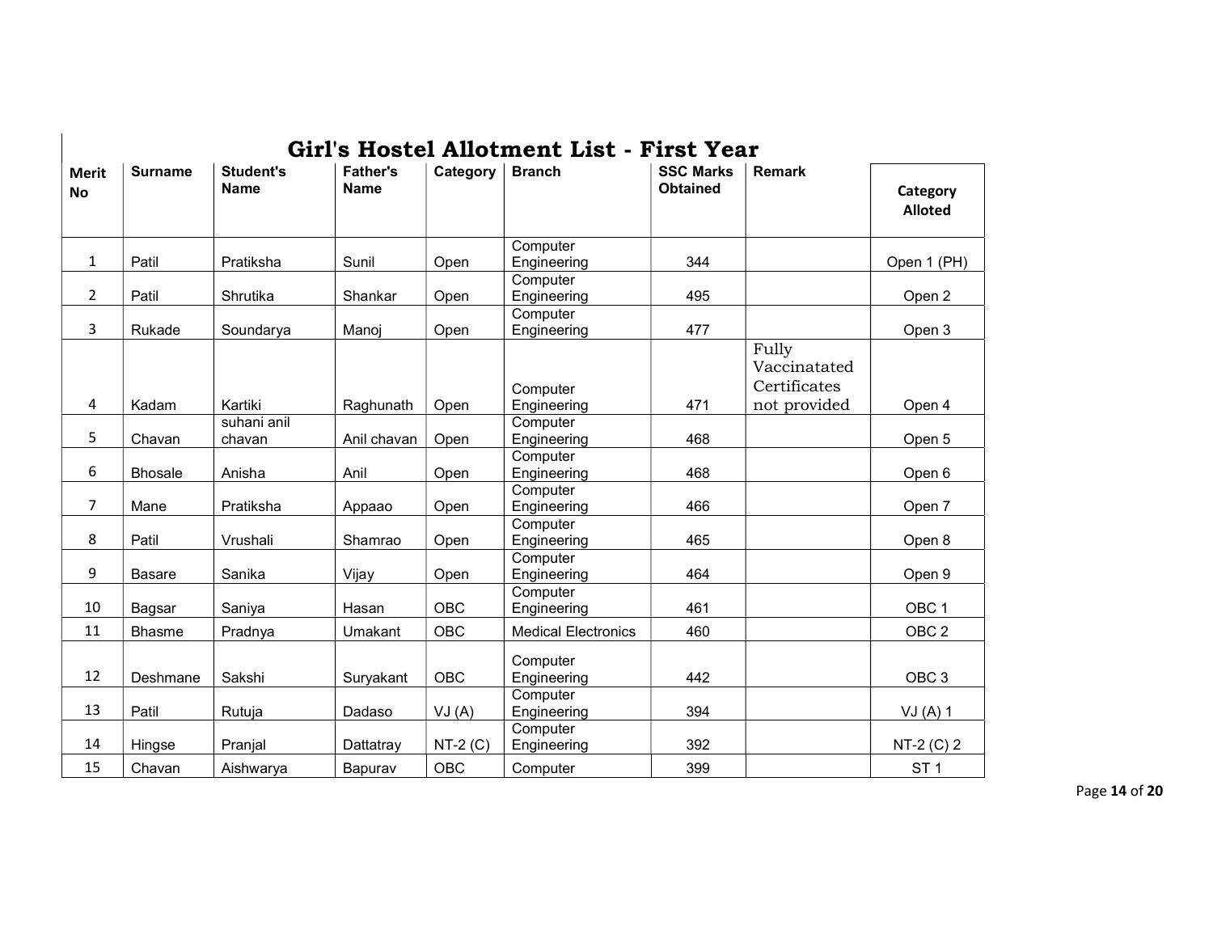# Girl's Hostel Allotment List - First Year

| Merit No | Surname | Student's Name | Father's Name | Category | Branch | SSC Marks Obtained | Remark | Category Alloted |
|---|---|---|---|---|---|---|---|---|
| 1 | Patil | Pratiksha | Sunil | Open | Computer Engineering | 344 | | Open 1 (PH) |
| 2 | Patil | Shrutika | Shankar | Open | Computer Engineering | 495 | | Open 2 |
| 3 | Rukade | Soundarya | Manoj | Open | Computer Engineering | 477 | | Open 3 |
| 4 | Kadam | Kartiki | Raghunath | Open | Computer Engineering | 471 | Fully Vaccinatated Certificates not provided | Open 4 |
| 5 | Chavan | suhani anil chavan | Anil chavan | Open | Computer Engineering | 468 | | Open 5 |
| 6 | Bhosale | Anisha | Anil | Open | Computer Engineering | 468 | | Open 6 |
| 7 | Mane | Pratiksha | Appaao | Open | Computer Engineering | 466 | | Open 7 |
| 8 | Patil | Vrushali | Shamrao | Open | Computer Engineering | 465 | | Open 8 |
| 9 | Basare | Sanika | Vijay | Open | Computer Engineering | 464 | | Open 9 |
| 10 | Bagsar | Saniya | Hasan | OBC | Computer Engineering | 461 | | OBC 1 |
| 11 | Bhasme | Pradnya | Umakant | OBC | Medical Electronics | 460 | | OBC 2 |
| 12 | Deshmane | Sakshi | Suryakant | OBC | Computer Engineering | 442 | | OBC 3 |
| 13 | Patil | Rutuja | Dadaso | VJ (A) | Computer Engineering | 394 | | VJ (A) 1 |
| 14 | Hingse | Pranjal | Dattatray | NT-2 (C) | Computer Engineering | 392 | | NT-2 (C) 2 |
| 15 | Chavan | Aishwarya | Bapurav | OBC | Computer | 399 | | ST 1 |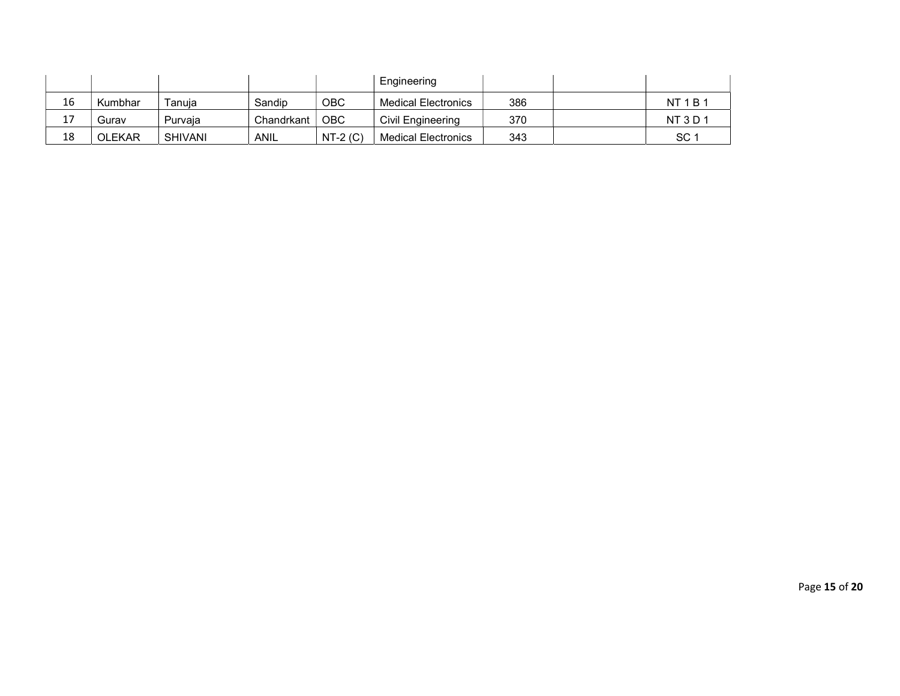| | | | | | Engineering | | | |
|---|---|---|---|---|---|---|---|---|
| 16 | Kumbhar | Tanuja | Sandip | OBC | Medical Electronics | 386 | | NT 1 B 1 |
| 17 | Gurav | Purvaja | Chandrkant | OBC | Civil Engineering | 370 | | NT 3 D 1 |
| 18 | OLEKAR | SHIVANI | ANIL | NT-2 (C) | Medical Electronics | 343 | | SC 1 |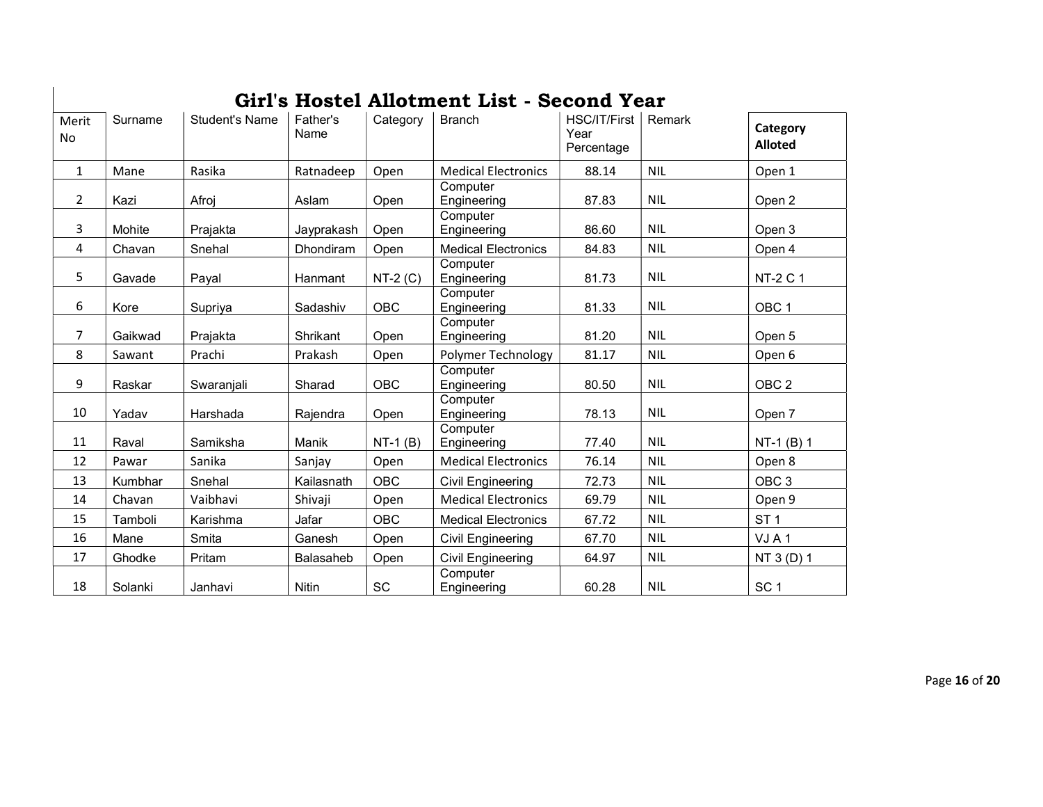# Girl's Hostel Allotment List - Second Year

| Merit No | Surname | Student's Name | Father's Name | Category | Branch | HSC/IT/First Year Percentage | Remark | Category Alloted |
|---|---|---|---|---|---|---|---|---|
| 1 | Mane | Rasika | Ratnadeep | Open | Medical Electronics | 88.14 | NIL | Open 1 |
| 2 | Kazi | Afroj | Aslam | Open | Computer Engineering | 87.83 | NIL | Open 2 |
| 3 | Mohite | Prajakta | Jayprakash | Open | Computer Engineering | 86.60 | NIL | Open 3 |
| 4 | Chavan | Snehal | Dhondiram | Open | Medical Electronics | 84.83 | NIL | Open 4 |
| 5 | Gavade | Payal | Hanmant | NT-2 (C) | Computer Engineering | 81.73 | NIL | NT-2 C 1 |
| 6 | Kore | Supriya | Sadashiv | OBC | Computer Engineering | 81.33 | NIL | OBC 1 |
| 7 | Gaikwad | Prajakta | Shrikant | Open | Computer Engineering | 81.20 | NIL | Open 5 |
| 8 | Sawant | Prachi | Prakash | Open | Polymer Technology | 81.17 | NIL | Open 6 |
| 9 | Raskar | Swaranjali | Sharad | OBC | Computer Engineering | 80.50 | NIL | OBC 2 |
| 10 | Yadav | Harshada | Rajendra | Open | Computer Engineering | 78.13 | NIL | Open 7 |
| 11 | Raval | Samiksha | Manik | NT-1 (B) | Computer Engineering | 77.40 | NIL | NT-1 (B) 1 |
| 12 | Pawar | Sanika | Sanjay | Open | Medical Electronics | 76.14 | NIL | Open 8 |
| 13 | Kumbhar | Snehal | Kailasnath | OBC | Civil Engineering | 72.73 | NIL | OBC 3 |
| 14 | Chavan | Vaibhavi | Shivaji | Open | Medical Electronics | 69.79 | NIL | Open 9 |
| 15 | Tamboli | Karishma | Jafar | OBC | Medical Electronics | 67.72 | NIL | ST 1 |
| 16 | Mane | Smita | Ganesh | Open | Civil Engineering | 67.70 | NIL | VJ A 1 |
| 17 | Ghodke | Pritam | Balasaheb | Open | Civil Engineering | 64.97 | NIL | NT 3 (D) 1 |
| 18 | Solanki | Janhavi | Nitin | SC | Computer Engineering | 60.28 | NIL | SC 1 |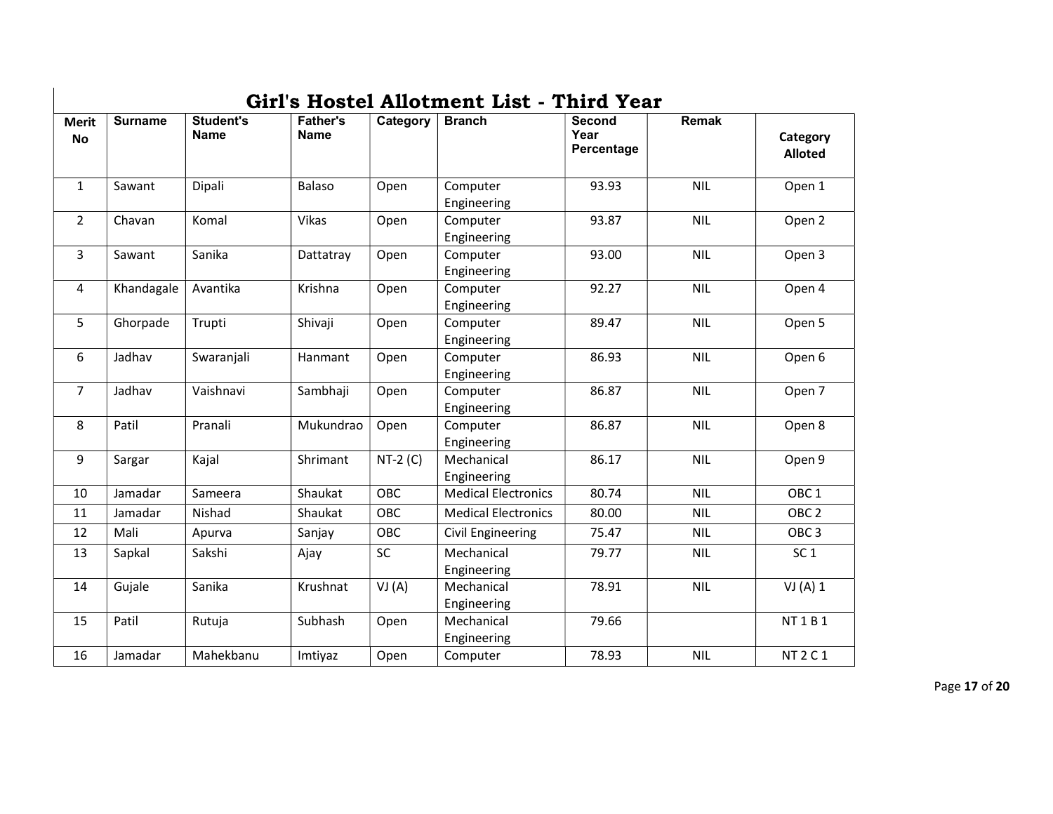# Girl's Hostel Allotment List - Third Year

| Merit No | Surname | Student's Name | Father's Name | Category | Branch | Second Year Percentage | Remak | Category Alloted |
|---|---|---|---|---|---|---|---|---|
| 1 | Sawant | Dipali | Balaso | Open | Computer Engineering | 93.93 | NIL | Open 1 |
| 2 | Chavan | Komal | Vikas | Open | Computer Engineering | 93.87 | NIL | Open 2 |
| 3 | Sawant | Sanika | Dattatray | Open | Computer Engineering | 93.00 | NIL | Open 3 |
| 4 | Khandagale | Avantika | Krishna | Open | Computer Engineering | 92.27 | NIL | Open 4 |
| 5 | Ghorpade | Trupti | Shivaji | Open | Computer Engineering | 89.47 | NIL | Open 5 |
| 6 | Jadhav | Swaranjali | Hanmant | Open | Computer Engineering | 86.93 | NIL | Open 6 |
| 7 | Jadhav | Vaishnavi | Sambhaji | Open | Computer Engineering | 86.87 | NIL | Open 7 |
| 8 | Patil | Pranali | Mukundrao | Open | Computer Engineering | 86.87 | NIL | Open 8 |
| 9 | Sargar | Kajal | Shrimant | NT-2 (C) | Mechanical Engineering | 86.17 | NIL | Open 9 |
| 10 | Jamadar | Sameera | Shaukat | OBC | Medical Electronics | 80.74 | NIL | OBC 1 |
| 11 | Jamadar | Nishad | Shaukat | OBC | Medical Electronics | 80.00 | NIL | OBC 2 |
| 12 | Mali | Apurva | Sanjay | OBC | Civil Engineering | 75.47 | NIL | OBC 3 |
| 13 | Sapkal | Sakshi | Ajay | SC | Mechanical Engineering | 79.77 | NIL | SC 1 |
| 14 | Gujale | Sanika | Krushnat | VJ (A) | Mechanical Engineering | 78.91 | NIL | VJ (A) 1 |
| 15 | Patil | Rutuja | Subhash | Open | Mechanical Engineering | 79.66 | | NT 1 B 1 |
| 16 | Jamadar | Mahekbanu | Imtiyaz | Open | Computer | 78.93 | NIL | NT 2 C 1 |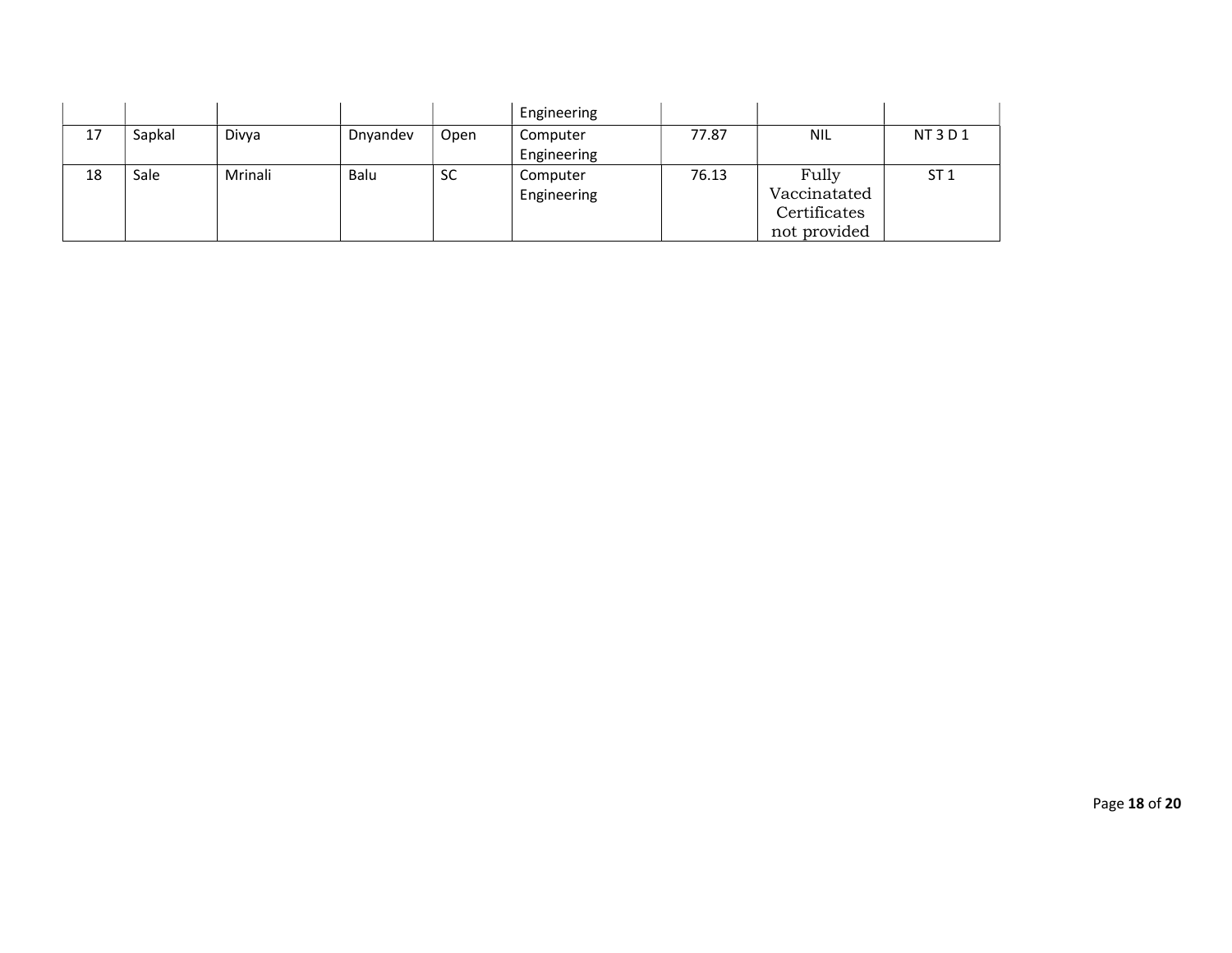| | | | | | | | | |
|---|---|---|---|---|---|---|---|---|
| | | | | | Engineering | | | |
| 17 | Sapkal | Divya | Dnyandev | Open | Computer Engineering | 77.87 | NIL | NT 3 D 1 |
| 18 | Sale | Mrinali | Balu | SC | Computer Engineering | 76.13 | Fully Vaccinatated Certificates not provided | ST 1 |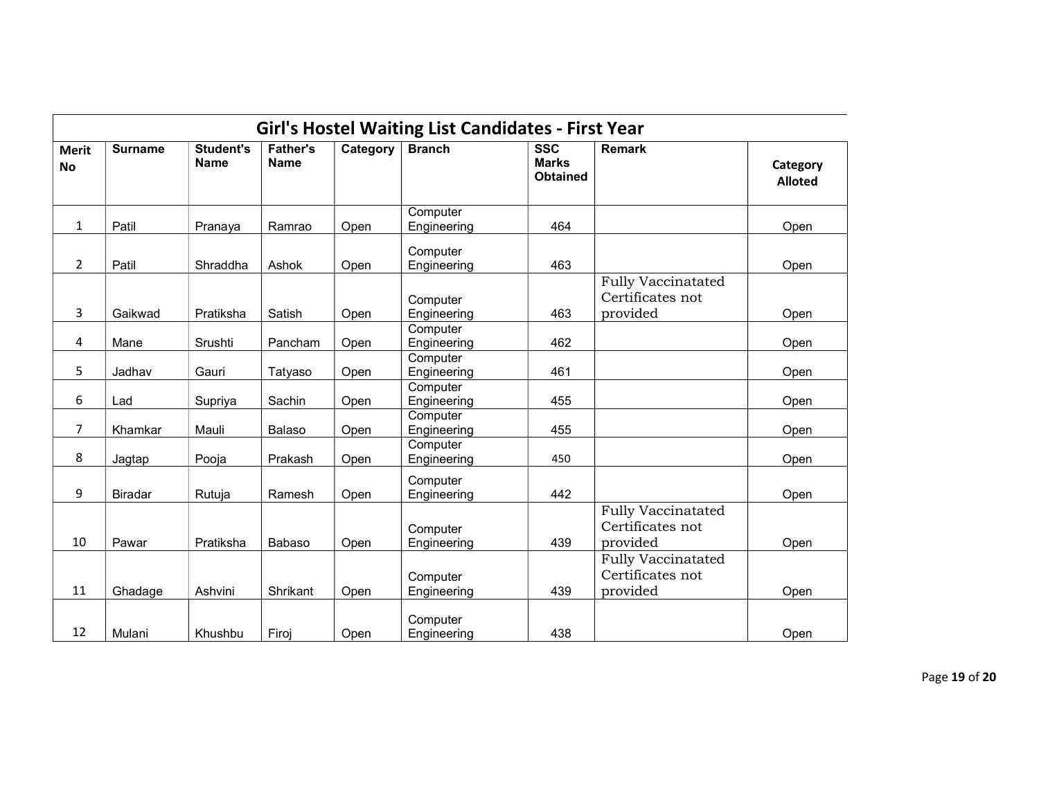## Girl's Hostel Waiting List Candidates - First Year

| Merit No | Surname | Student's Name | Father's Name | Category | Branch | SSC Marks Obtained | Remark | Category Alloted |
|---|---|---|---|---|---|---|---|---|
| 1 | Patil | Pranaya | Ramrao | Open | Computer Engineering | 464 | | Open |
| 2 | Patil | Shraddha | Ashok | Open | Computer Engineering | 463 | | Open |
| 3 | Gaikwad | Pratiksha | Satish | Open | Computer Engineering | 463 | Fully Vaccinatated Certificates not provided | Open |
| 4 | Mane | Srushti | Pancham | Open | Computer Engineering | 462 | | Open |
| 5 | Jadhav | Gauri | Tatyaso | Open | Computer Engineering | 461 | | Open |
| 6 | Lad | Supriya | Sachin | Open | Computer Engineering | 455 | | Open |
| 7 | Khamkar | Mauli | Balaso | Open | Computer Engineering | 455 | | Open |
| 8 | Jagtap | Pooja | Prakash | Open | Computer Engineering | 450 | | Open |
| 9 | Biradar | Rutuja | Ramesh | Open | Computer Engineering | 442 | | Open |
| 10 | Pawar | Pratiksha | Babaso | Open | Computer Engineering | 439 | Fully Vaccinatated Certificates not provided | Open |
| 11 | Ghadage | Ashvini | Shrikant | Open | Computer Engineering | 439 | Fully Vaccinatated Certificates not provided | Open |
| 12 | Mulani | Khushbu | Firoj | Open | Computer Engineering | 438 | | Open |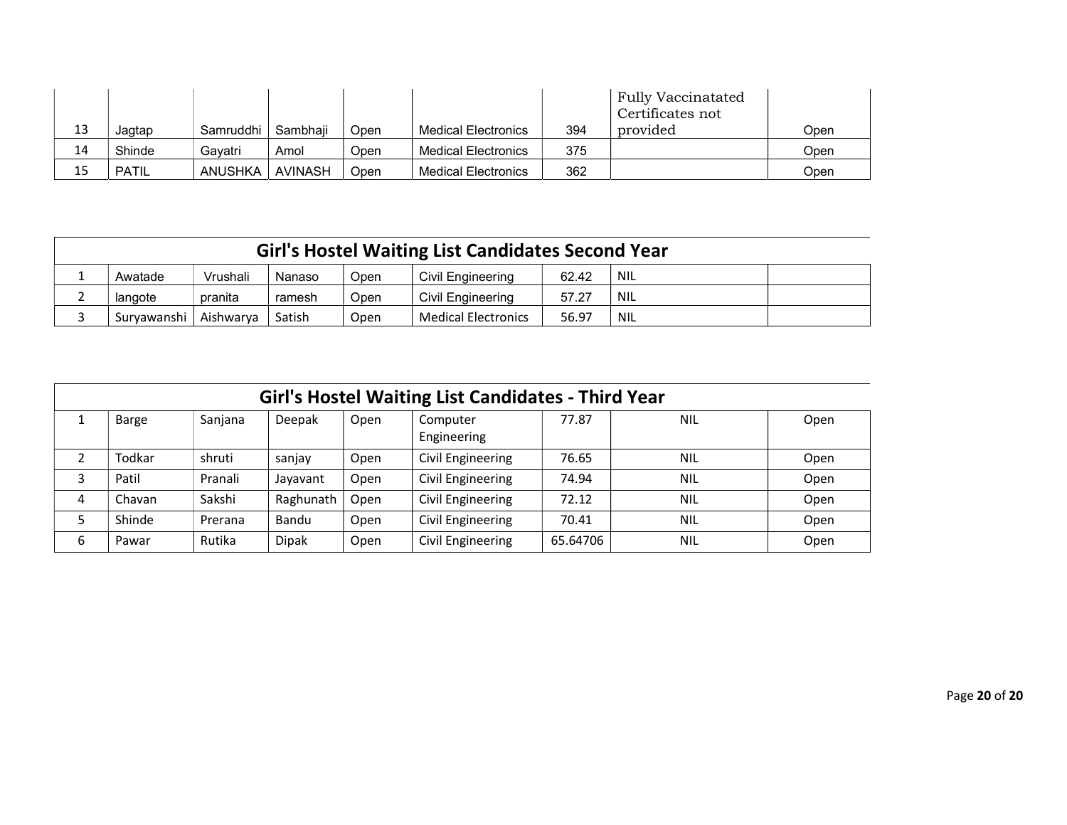| | | | | | | | | |
|---|---|---|---|---|---|---|---|---|
| 13 | Jagtap | Samruddhi | Sambhaji | Open | Medical Electronics | 394 | Fully Vaccinatated Certificates not provided | Open |
| 14 | Shinde | Gayatri | Amol | Open | Medical Electronics | 375 | | Open |
| 15 | PATIL | ANUSHKA | AVINASH | Open | Medical Electronics | 362 | | Open |

## Girl's Hostel Waiting List Candidates Second Year

| | | | | | | | | |
|---|---|---|---|---|---|---|---|---|
| 1 | Awatade | Vrushali | Nanaso | Open | Civil Engineering | 62.42 | NIL | |
| 2 | langote | pranita | ramesh | Open | Civil Engineering | 57.27 | NIL | |
| 3 | Suryawanshi | Aishwarya | Satish | Open | Medical Electronics | 56.97 | NIL | |

## Girl's Hostel Waiting List Candidates - Third Year

| | | | | | | | | |
|---|---|---|---|---|---|---|---|---|
| 1 | Barge | Sanjana | Deepak | Open | Computer Engineering | 77.87 | NIL | Open |
| 2 | Todkar | shruti | sanjay | Open | Civil Engineering | 76.65 | NIL | Open |
| 3 | Patil | Pranali | Jayavant | Open | Civil Engineering | 74.94 | NIL | Open |
| 4 | Chavan | Sakshi | Raghunath | Open | Civil Engineering | 72.12 | NIL | Open |
| 5 | Shinde | Prerana | Bandu | Open | Civil Engineering | 70.41 | NIL | Open |
| 6 | Pawar | Rutika | Dipak | Open | Civil Engineering | 65.64706 | NIL | Open |